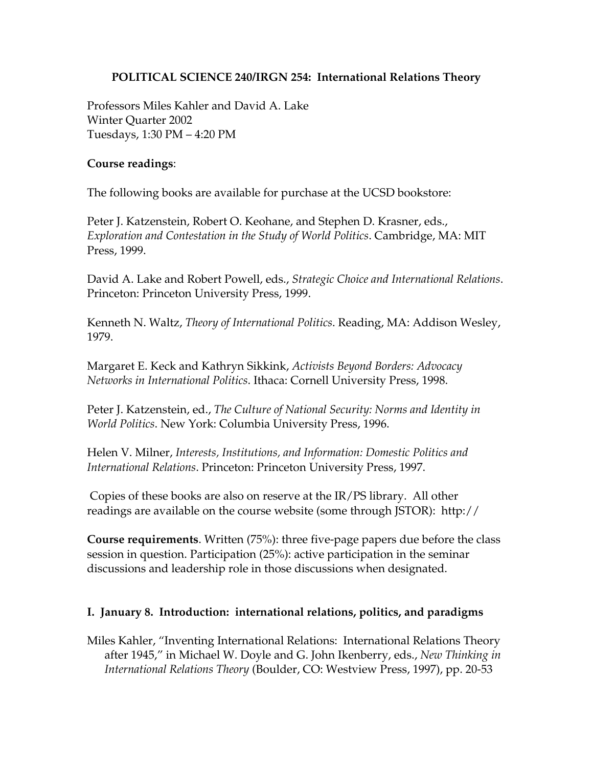# POLITICAL SCIENCE 240/IRGN 254: International Relations Theory

Professors Miles Kahler and David A. Lake
Winter Quarter 2002
Tuesdays, 1:30 PM – 4:20 PM

**Course readings**:

The following books are available for purchase at the UCSD bookstore:

Peter J. Katzenstein, Robert O. Keohane, and Stephen D. Krasner, eds., *Exploration and Contestation in the Study of World Politics*. Cambridge, MA: MIT Press, 1999.

David A. Lake and Robert Powell, eds., *Strategic Choice and International Relations*. Princeton: Princeton University Press, 1999.

Kenneth N. Waltz, *Theory of International Politics*. Reading, MA: Addison Wesley, 1979.

Margaret E. Keck and Kathryn Sikkink, *Activists Beyond Borders: Advocacy Networks in International Politics*. Ithaca: Cornell University Press, 1998.

Peter J. Katzenstein, ed., *The Culture of National Security: Norms and Identity in World Politics*. New York: Columbia University Press, 1996.

Helen V. Milner, *Interests, Institutions, and Information: Domestic Politics and International Relations*. Princeton: Princeton University Press, 1997.

Copies of these books are also on reserve at the IR/PS library. All other readings are available on the course website (some through JSTOR): http://

**Course requirements**. Written (75%): three five-page papers due before the class session in question. Participation (25%): active participation in the seminar discussions and leadership role in those discussions when designated.

## I. January 8. Introduction: international relations, politics, and paradigms

Miles Kahler, "Inventing International Relations: International Relations Theory after 1945," in Michael W. Doyle and G. John Ikenberry, eds., *New Thinking in International Relations Theory* (Boulder, CO: Westview Press, 1997), pp. 20-53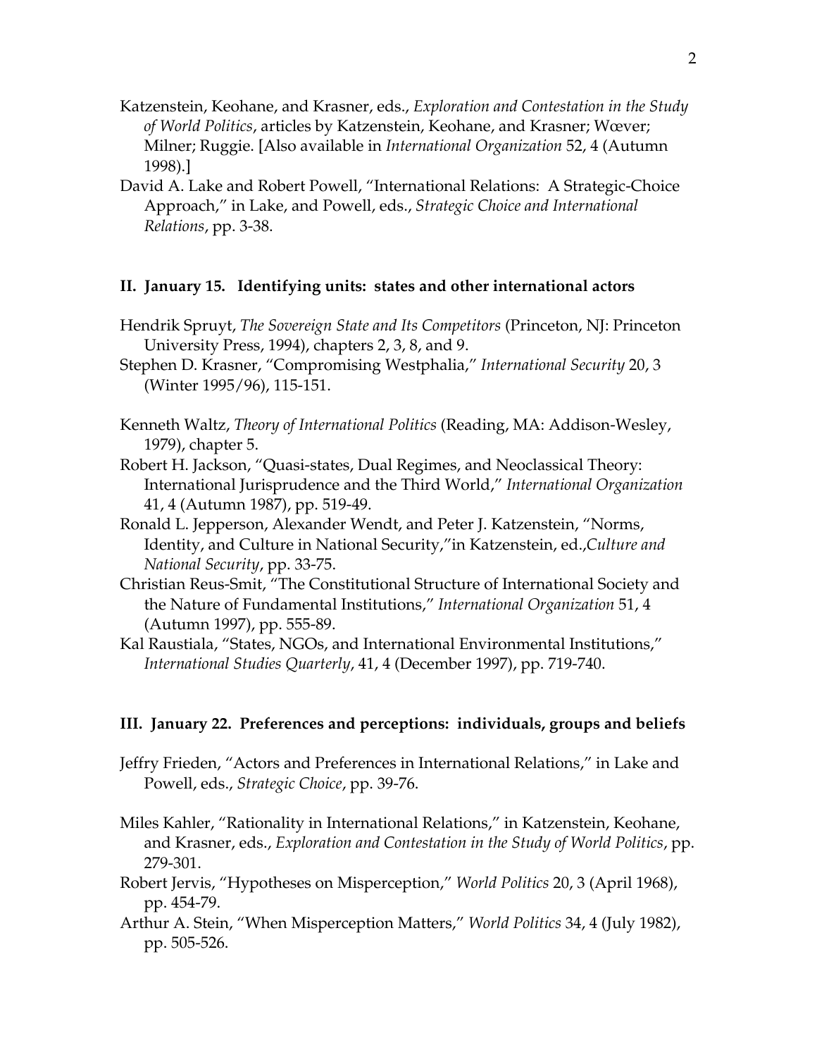Katzenstein, Keohane, and Krasner, eds., *Exploration and Contestation in the Study of World Politics*, articles by Katzenstein, Keohane, and Krasner; Wœver; Milner; Ruggie. [Also available in *International Organization* 52, 4 (Autumn 1998).]

David A. Lake and Robert Powell, "International Relations: A Strategic-Choice Approach," in Lake, and Powell, eds., *Strategic Choice and International Relations*, pp. 3-38.

### II. January 15. Identifying units: states and other international actors

Hendrik Spruyt, *The Sovereign State and Its Competitors* (Princeton, NJ: Princeton University Press, 1994), chapters 2, 3, 8, and 9.

Stephen D. Krasner, "Compromising Westphalia," *International Security* 20, 3 (Winter 1995/96), 115-151.

Kenneth Waltz, *Theory of International Politics* (Reading, MA: Addison-Wesley, 1979), chapter 5.

Robert H. Jackson, "Quasi-states, Dual Regimes, and Neoclassical Theory: International Jurisprudence and the Third World," *International Organization* 41, 4 (Autumn 1987), pp. 519-49.

Ronald L. Jepperson, Alexander Wendt, and Peter J. Katzenstein, "Norms, Identity, and Culture in National Security,"in Katzenstein, ed.,*Culture and National Security*, pp. 33-75.

Christian Reus-Smit, "The Constitutional Structure of International Society and the Nature of Fundamental Institutions," *International Organization* 51, 4 (Autumn 1997), pp. 555-89.

Kal Raustiala, "States, NGOs, and International Environmental Institutions," *International Studies Quarterly*, 41, 4 (December 1997), pp. 719-740.

### III. January 22. Preferences and perceptions: individuals, groups and beliefs

Jeffry Frieden, "Actors and Preferences in International Relations," in Lake and Powell, eds., *Strategic Choice*, pp. 39-76.

Miles Kahler, "Rationality in International Relations," in Katzenstein, Keohane, and Krasner, eds., *Exploration and Contestation in the Study of World Politics*, pp. 279-301.

Robert Jervis, "Hypotheses on Misperception," *World Politics* 20, 3 (April 1968), pp. 454-79.

Arthur A. Stein, "When Misperception Matters," *World Politics* 34, 4 (July 1982), pp. 505-526.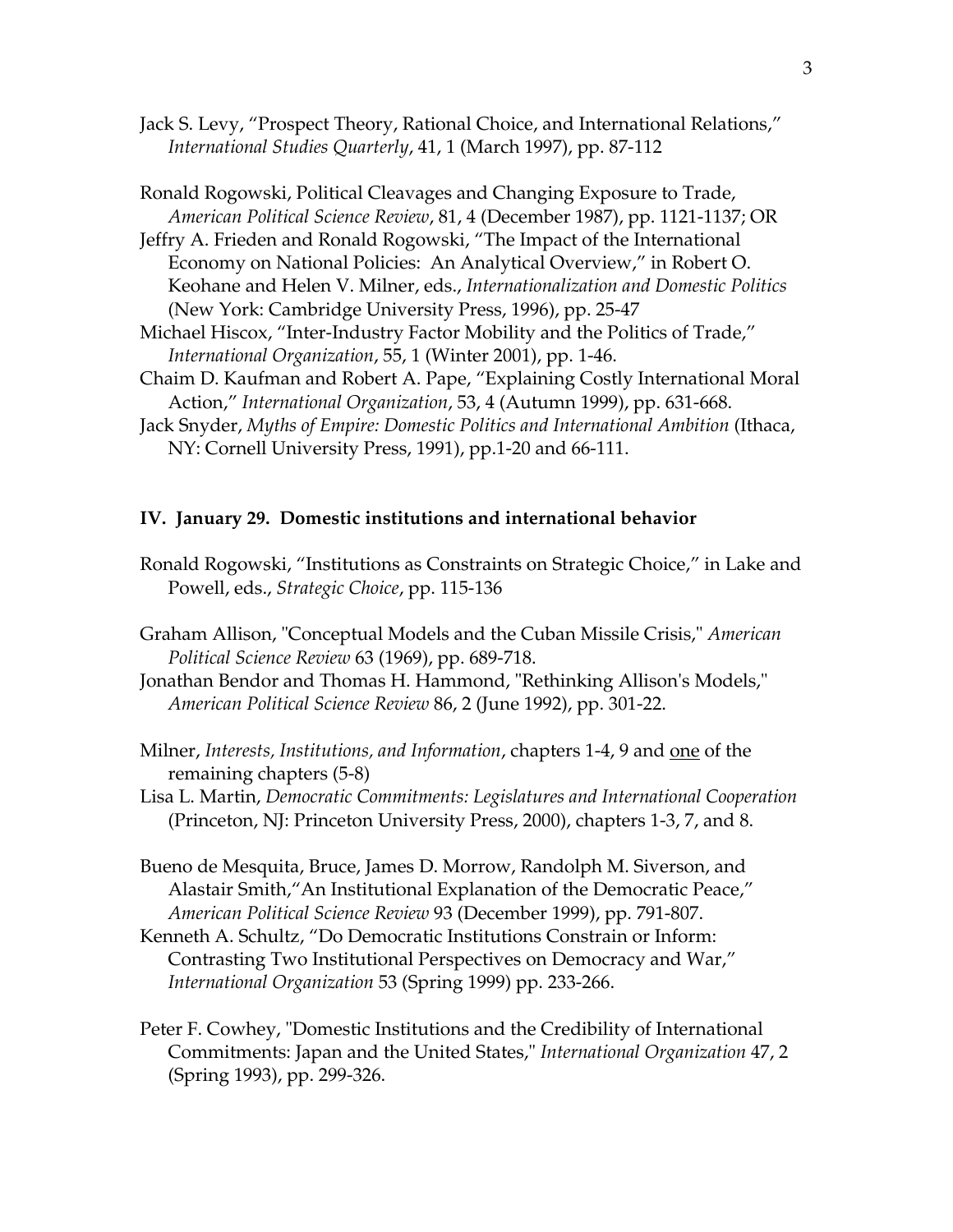Jack S. Levy, “Prospect Theory, Rational Choice, and International Relations,” *International Studies Quarterly*, 41, 1 (March 1997), pp. 87-112

Ronald Rogowski, Political Cleavages and Changing Exposure to Trade, *American Political Science Review*, 81, 4 (December 1987), pp. 1121-1137; OR

Jeffry A. Frieden and Ronald Rogowski, “The Impact of the International Economy on National Policies: An Analytical Overview,” in Robert O. Keohane and Helen V. Milner, eds., *Internationalization and Domestic Politics* (New York: Cambridge University Press, 1996), pp. 25-47

Michael Hiscox, “Inter-Industry Factor Mobility and the Politics of Trade,” *International Organization*, 55, 1 (Winter 2001), pp. 1-46.

Chaim D. Kaufman and Robert A. Pape, “Explaining Costly International Moral Action,” *International Organization*, 53, 4 (Autumn 1999), pp. 631-668.

Jack Snyder, *Myths of Empire: Domestic Politics and International Ambition* (Ithaca, NY: Cornell University Press, 1991), pp.1-20 and 66-111.

**IV. January 29. Domestic institutions and international behavior**

Ronald Rogowski, “Institutions as Constraints on Strategic Choice,” in Lake and Powell, eds., *Strategic Choice*, pp. 115-136

Graham Allison, "Conceptual Models and the Cuban Missile Crisis," *American Political Science Review* 63 (1969), pp. 689-718.

Jonathan Bendor and Thomas H. Hammond, "Rethinking Allison's Models," *American Political Science Review* 86, 2 (June 1992), pp. 301-22.

Milner, *Interests, Institutions, and Information*, chapters 1-4, 9 and one of the remaining chapters (5-8)

Lisa L. Martin, *Democratic Commitments: Legislatures and International Cooperation* (Princeton, NJ: Princeton University Press, 2000), chapters 1-3, 7, and 8.

Bueno de Mesquita, Bruce, James D. Morrow, Randolph M. Siverson, and Alastair Smith,“An Institutional Explanation of the Democratic Peace,” *American Political Science Review* 93 (December 1999), pp. 791-807.

Kenneth A. Schultz, “Do Democratic Institutions Constrain or Inform: Contrasting Two Institutional Perspectives on Democracy and War,” *International Organization* 53 (Spring 1999) pp. 233-266.

Peter F. Cowhey, "Domestic Institutions and the Credibility of International Commitments: Japan and the United States," *International Organization* 47, 2 (Spring 1993), pp. 299-326.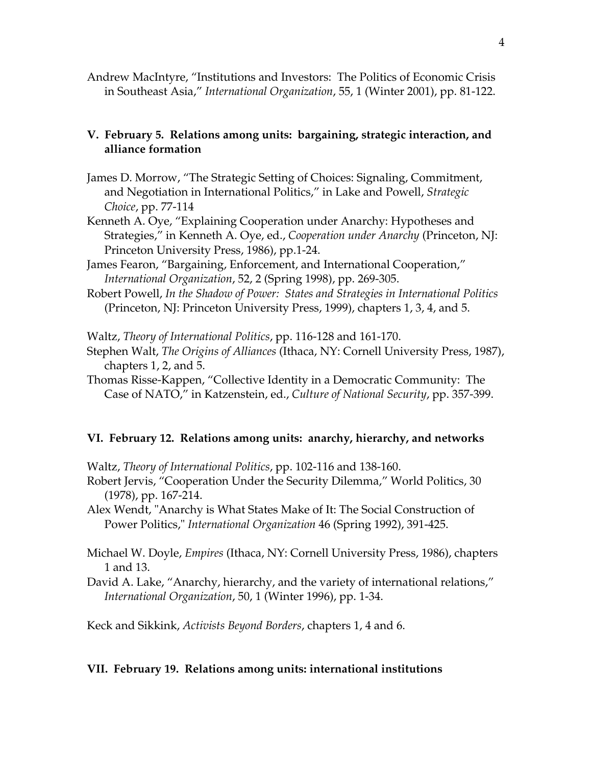Andrew MacIntyre, "Institutions and Investors: The Politics of Economic Crisis in Southeast Asia," *International Organization*, 55, 1 (Winter 2001), pp. 81-122.

### V. February 5. Relations among units: bargaining, strategic interaction, and alliance formation

James D. Morrow, "The Strategic Setting of Choices: Signaling, Commitment, and Negotiation in International Politics," in Lake and Powell, *Strategic Choice*, pp. 77-114

Kenneth A. Oye, "Explaining Cooperation under Anarchy: Hypotheses and Strategies," in Kenneth A. Oye, ed., *Cooperation under Anarchy* (Princeton, NJ: Princeton University Press, 1986), pp.1-24.

James Fearon, "Bargaining, Enforcement, and International Cooperation," *International Organization*, 52, 2 (Spring 1998), pp. 269-305.

Robert Powell, *In the Shadow of Power: States and Strategies in International Politics* (Princeton, NJ: Princeton University Press, 1999), chapters 1, 3, 4, and 5.

Waltz, *Theory of International Politics*, pp. 116-128 and 161-170.

Stephen Walt, *The Origins of Alliances* (Ithaca, NY: Cornell University Press, 1987), chapters 1, 2, and 5.

Thomas Risse-Kappen, "Collective Identity in a Democratic Community: The Case of NATO," in Katzenstein, ed., *Culture of National Security*, pp. 357-399.

### VI. February 12. Relations among units: anarchy, hierarchy, and networks

Waltz, *Theory of International Politics*, pp. 102-116 and 138-160.

Robert Jervis, "Cooperation Under the Security Dilemma," World Politics, 30 (1978), pp. 167-214.

Alex Wendt, "Anarchy is What States Make of It: The Social Construction of Power Politics," *International Organization* 46 (Spring 1992), 391-425.

Michael W. Doyle, *Empires* (Ithaca, NY: Cornell University Press, 1986), chapters 1 and 13.

David A. Lake, "Anarchy, hierarchy, and the variety of international relations," *International Organization*, 50, 1 (Winter 1996), pp. 1-34.

Keck and Sikkink, *Activists Beyond Borders*, chapters 1, 4 and 6.

### VII. February 19. Relations among units: international institutions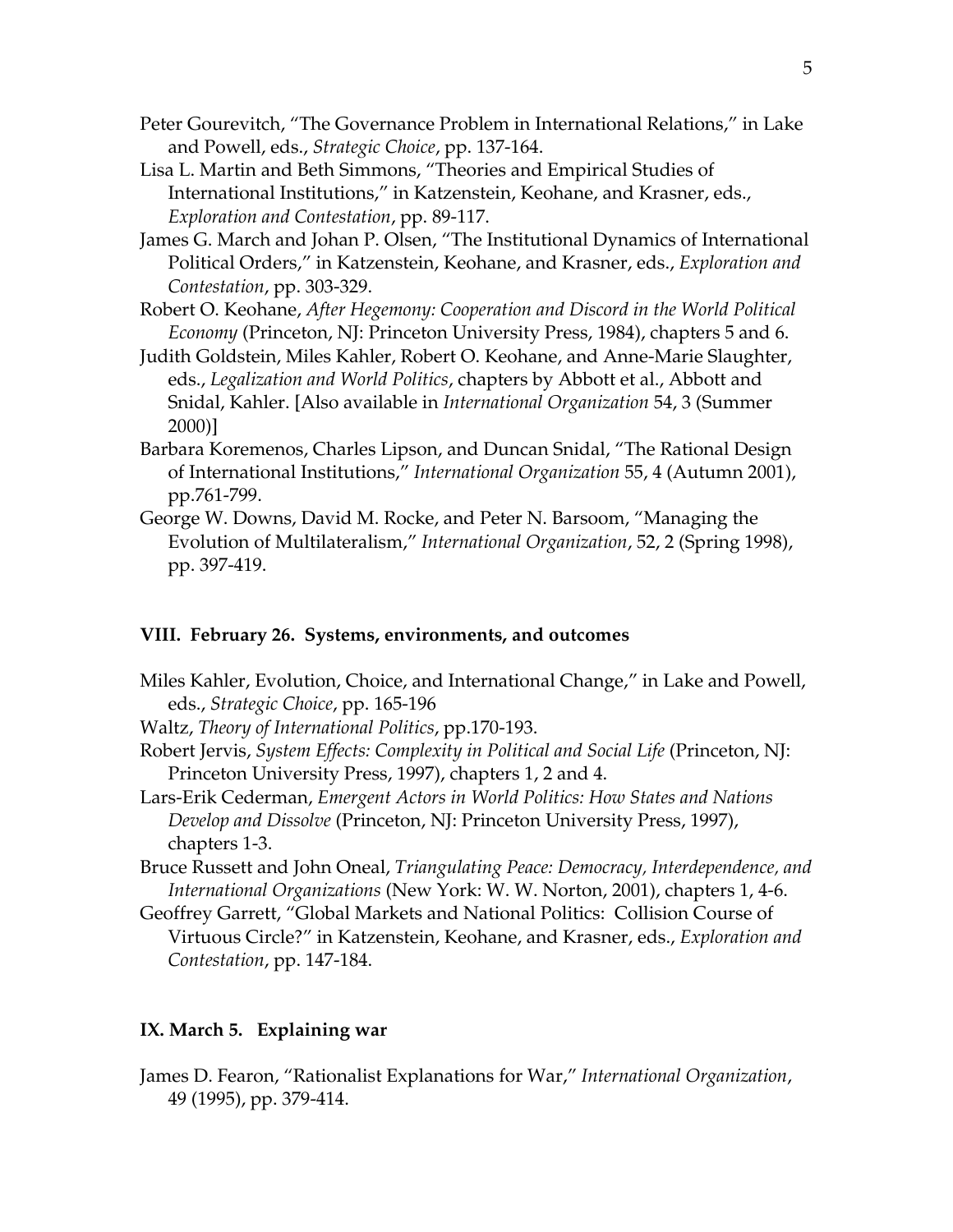Peter Gourevitch, "The Governance Problem in International Relations," in Lake and Powell, eds., *Strategic Choice*, pp. 137-164.

Lisa L. Martin and Beth Simmons, "Theories and Empirical Studies of International Institutions," in Katzenstein, Keohane, and Krasner, eds., *Exploration and Contestation*, pp. 89-117.

James G. March and Johan P. Olsen, "The Institutional Dynamics of International Political Orders," in Katzenstein, Keohane, and Krasner, eds., *Exploration and Contestation*, pp. 303-329.

Robert O. Keohane, *After Hegemony: Cooperation and Discord in the World Political Economy* (Princeton, NJ: Princeton University Press, 1984), chapters 5 and 6.

Judith Goldstein, Miles Kahler, Robert O. Keohane, and Anne-Marie Slaughter, eds., *Legalization and World Politics*, chapters by Abbott et al., Abbott and Snidal, Kahler. [Also available in *International Organization* 54, 3 (Summer 2000)]

Barbara Koremenos, Charles Lipson, and Duncan Snidal, "The Rational Design of International Institutions," *International Organization* 55, 4 (Autumn 2001), pp.761-799.

George W. Downs, David M. Rocke, and Peter N. Barsoom, "Managing the Evolution of Multilateralism," *International Organization*, 52, 2 (Spring 1998), pp. 397-419.

**VIII. February 26. Systems, environments, and outcomes**

Miles Kahler, Evolution, Choice, and International Change," in Lake and Powell, eds., *Strategic Choice*, pp. 165-196

Waltz, *Theory of International Politics*, pp.170-193.

Robert Jervis, *System Effects: Complexity in Political and Social Life* (Princeton, NJ: Princeton University Press, 1997), chapters 1, 2 and 4.

Lars-Erik Cederman, *Emergent Actors in World Politics: How States and Nations Develop and Dissolve* (Princeton, NJ: Princeton University Press, 1997), chapters 1-3.

Bruce Russett and John Oneal, *Triangulating Peace: Democracy, Interdependence, and International Organizations* (New York: W. W. Norton, 2001), chapters 1, 4-6.

Geoffrey Garrett, "Global Markets and National Politics: Collision Course of Virtuous Circle?" in Katzenstein, Keohane, and Krasner, eds., *Exploration and Contestation*, pp. 147-184.

**IX. March 5. Explaining war**

James D. Fearon, "Rationalist Explanations for War," *International Organization*, 49 (1995), pp. 379-414.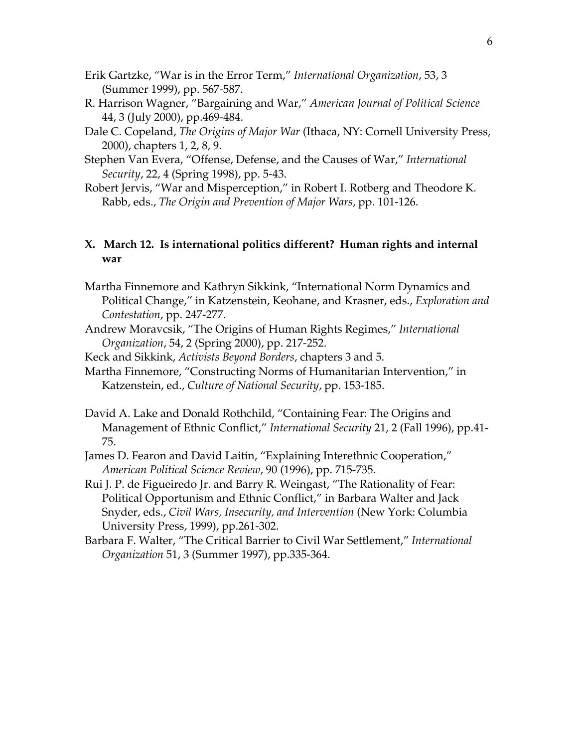Erik Gartzke, "War is in the Error Term," *International Organization*, 53, 3 (Summer 1999), pp. 567-587.

R. Harrison Wagner, "Bargaining and War," *American Journal of Political Science* 44, 3 (July 2000), pp.469-484.

Dale C. Copeland, *The Origins of Major War* (Ithaca, NY: Cornell University Press, 2000), chapters 1, 2, 8, 9.

Stephen Van Evera, "Offense, Defense, and the Causes of War," *International Security*, 22, 4 (Spring 1998), pp. 5-43.

Robert Jervis, "War and Misperception," in Robert I. Rotberg and Theodore K. Rabb, eds., *The Origin and Prevention of Major Wars*, pp. 101-126.

## X. March 12. Is international politics different? Human rights and internal war

Martha Finnemore and Kathryn Sikkink, "International Norm Dynamics and Political Change," in Katzenstein, Keohane, and Krasner, eds., *Exploration and Contestation*, pp. 247-277.

Andrew Moravcsik, "The Origins of Human Rights Regimes," *International Organization*, 54, 2 (Spring 2000), pp. 217-252.

Keck and Sikkink, *Activists Beyond Borders*, chapters 3 and 5.

Martha Finnemore, "Constructing Norms of Humanitarian Intervention," in Katzenstein, ed., *Culture of National Security*, pp. 153-185.

David A. Lake and Donald Rothchild, "Containing Fear: The Origins and Management of Ethnic Conflict," *International Security* 21, 2 (Fall 1996), pp.41-75.

James D. Fearon and David Laitin, "Explaining Interethnic Cooperation," *American Political Science Review*, 90 (1996), pp. 715-735.

Rui J. P. de Figueiredo Jr. and Barry R. Weingast, "The Rationality of Fear: Political Opportunism and Ethnic Conflict," in Barbara Walter and Jack Snyder, eds., *Civil Wars, Insecurity, and Intervention* (New York: Columbia University Press, 1999), pp.261-302.

Barbara F. Walter, "The Critical Barrier to Civil War Settlement," *International Organization* 51, 3 (Summer 1997), pp.335-364.